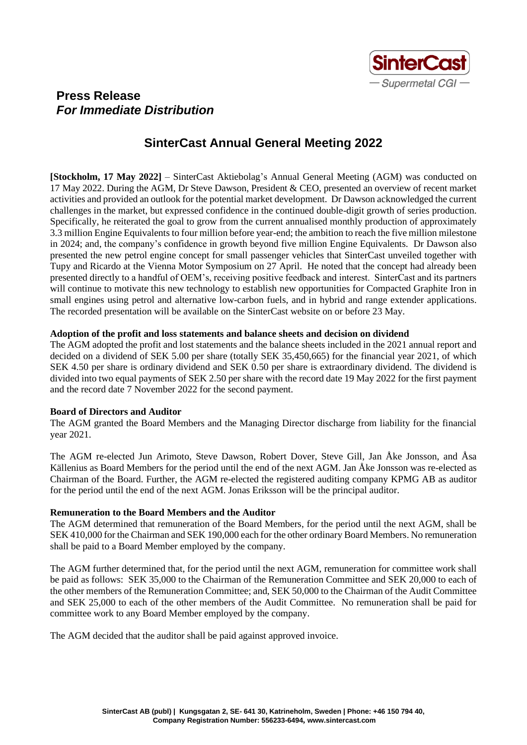# Press Release

***For Immediate Distribution***

## SinterCast Annual General Meeting 2022

**[Stockholm, 17 May 2022]** – SinterCast Aktiebolag's Annual General Meeting (AGM) was conducted on 17 May 2022. During the AGM, Dr Steve Dawson, President & CEO, presented an overview of recent market activities and provided an outlook for the potential market development. Dr Dawson acknowledged the current challenges in the market, but expressed confidence in the continued double-digit growth of series production. Specifically, he reiterated the goal to grow from the current annualised monthly production of approximately 3.3 million Engine Equivalents to four million before year-end; the ambition to reach the five million milestone in 2024; and, the company's confidence in growth beyond five million Engine Equivalents. Dr Dawson also presented the new petrol engine concept for small passenger vehicles that SinterCast unveiled together with Tupy and Ricardo at the Vienna Motor Symposium on 27 April. He noted that the concept had already been presented directly to a handful of OEM's, receiving positive feedback and interest. SinterCast and its partners will continue to motivate this new technology to establish new opportunities for Compacted Graphite Iron in small engines using petrol and alternative low-carbon fuels, and in hybrid and range extender applications. The recorded presentation will be available on the SinterCast website on or before 23 May.

**Adoption of the profit and loss statements and balance sheets and decision on dividend**

The AGM adopted the profit and lost statements and the balance sheets included in the 2021 annual report and decided on a dividend of SEK 5.00 per share (totally SEK 35,450,665) for the financial year 2021, of which SEK 4.50 per share is ordinary dividend and SEK 0.50 per share is extraordinary dividend. The dividend is divided into two equal payments of SEK 2.50 per share with the record date 19 May 2022 for the first payment and the record date 7 November 2022 for the second payment.

**Board of Directors and Auditor**

The AGM granted the Board Members and the Managing Director discharge from liability for the financial year 2021.

The AGM re-elected Jun Arimoto, Steve Dawson, Robert Dover, Steve Gill, Jan Åke Jonsson, and Åsa Källenius as Board Members for the period until the end of the next AGM. Jan Åke Jonsson was re-elected as Chairman of the Board. Further, the AGM re-elected the registered auditing company KPMG AB as auditor for the period until the end of the next AGM. Jonas Eriksson will be the principal auditor.

**Remuneration to the Board Members and the Auditor**

The AGM determined that remuneration of the Board Members, for the period until the next AGM, shall be SEK 410,000 for the Chairman and SEK 190,000 each for the other ordinary Board Members. No remuneration shall be paid to a Board Member employed by the company.

The AGM further determined that, for the period until the next AGM, remuneration for committee work shall be paid as follows: SEK 35,000 to the Chairman of the Remuneration Committee and SEK 20,000 to each of the other members of the Remuneration Committee; and, SEK 50,000 to the Chairman of the Audit Committee and SEK 25,000 to each of the other members of the Audit Committee. No remuneration shall be paid for committee work to any Board Member employed by the company.

The AGM decided that the auditor shall be paid against approved invoice.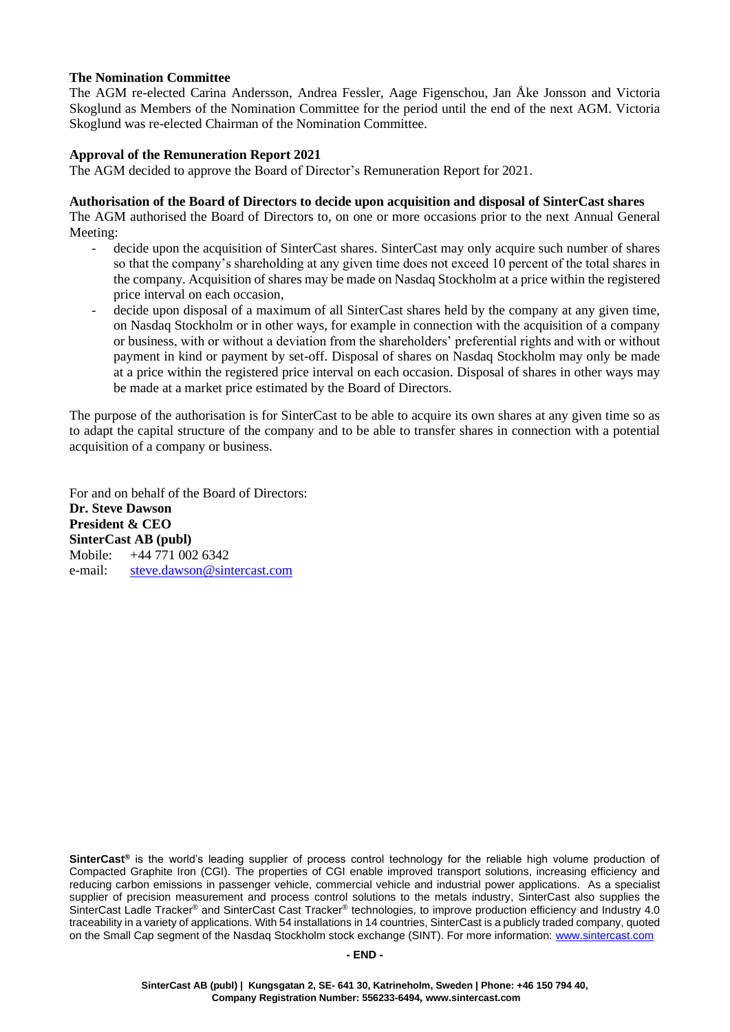**The Nomination Committee**

The AGM re-elected Carina Andersson, Andrea Fessler, Aage Figenschou, Jan Åke Jonsson and Victoria Skoglund as Members of the Nomination Committee for the period until the end of the next AGM. Victoria Skoglund was re-elected Chairman of the Nomination Committee.

**Approval of the Remuneration Report 2021**

The AGM decided to approve the Board of Director's Remuneration Report for 2021.

**Authorisation of the Board of Directors to decide upon acquisition and disposal of SinterCast shares**

The AGM authorised the Board of Directors to, on one or more occasions prior to the next Annual General Meeting:

- decide upon the acquisition of SinterCast shares. SinterCast may only acquire such number of shares so that the company's shareholding at any given time does not exceed 10 percent of the total shares in the company. Acquisition of shares may be made on Nasdaq Stockholm at a price within the registered price interval on each occasion,
- decide upon disposal of a maximum of all SinterCast shares held by the company at any given time, on Nasdaq Stockholm or in other ways, for example in connection with the acquisition of a company or business, with or without a deviation from the shareholders' preferential rights and with or without payment in kind or payment by set-off. Disposal of shares on Nasdaq Stockholm may only be made at a price within the registered price interval on each occasion. Disposal of shares in other ways may be made at a market price estimated by the Board of Directors.

The purpose of the authorisation is for SinterCast to be able to acquire its own shares at any given time so as to adapt the capital structure of the company and to be able to transfer shares in connection with a potential acquisition of a company or business.

For and on behalf of the Board of Directors:
**Dr. Steve Dawson**
**President & CEO**
**SinterCast AB (publ)**
Mobile: +44 771 002 6342
e-mail: steve.dawson@sintercast.com

**SinterCast®** is the world's leading supplier of process control technology for the reliable high volume production of Compacted Graphite Iron (CGI). The properties of CGI enable improved transport solutions, increasing efficiency and reducing carbon emissions in passenger vehicle, commercial vehicle and industrial power applications. As a specialist supplier of precision measurement and process control solutions to the metals industry, SinterCast also supplies the SinterCast Ladle Tracker® and SinterCast Cast Tracker® technologies, to improve production efficiency and Industry 4.0 traceability in a variety of applications. With 54 installations in 14 countries, SinterCast is a publicly traded company, quoted on the Small Cap segment of the Nasdaq Stockholm stock exchange (SINT). For more information: www.sintercast.com

**- END -**

**SinterCast AB (publ) | Kungsgatan 2, SE- 641 30, Katrineholm, Sweden | Phone: +46 150 794 40, Company Registration Number: 556233-6494, www.sintercast.com**